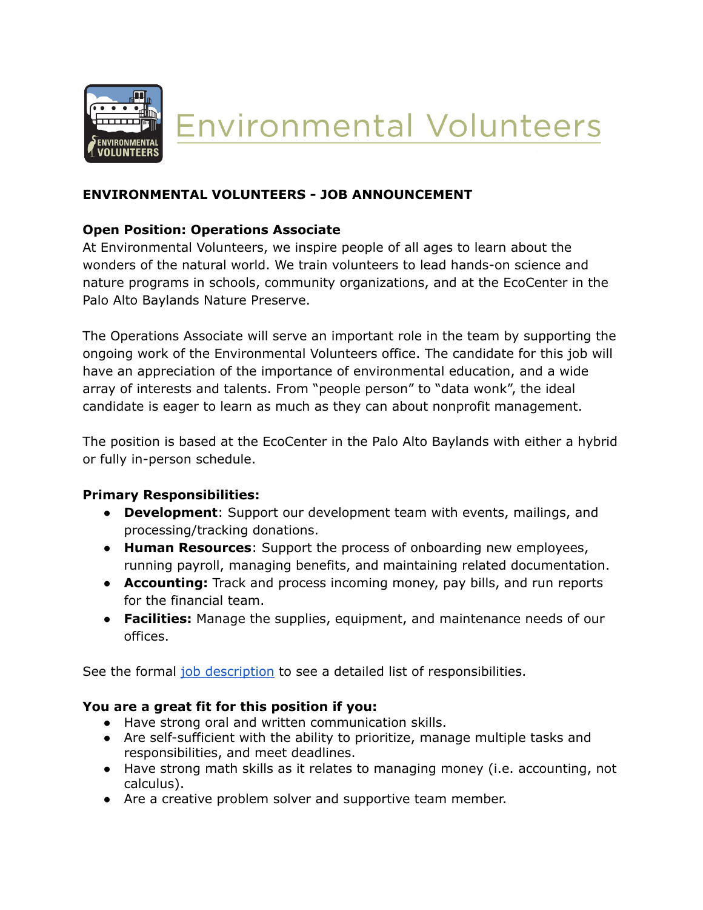# Environmental Volunteers

**ENVIRONMENTAL VOLUNTEERS - JOB ANNOUNCEMENT**

**Open Position: Operations Associate**

At Environmental Volunteers, we inspire people of all ages to learn about the wonders of the natural world. We train volunteers to lead hands-on science and nature programs in schools, community organizations, and at the EcoCenter in the Palo Alto Baylands Nature Preserve.

The Operations Associate will serve an important role in the team by supporting the ongoing work of the Environmental Volunteers office. The candidate for this job will have an appreciation of the importance of environmental education, and a wide array of interests and talents. From "people person" to "data wonk", the ideal candidate is eager to learn as much as they can about nonprofit management.

The position is based at the EcoCenter in the Palo Alto Baylands with either a hybrid or fully in-person schedule.

**Primary Responsibilities:**

- **Development**: Support our development team with events, mailings, and processing/tracking donations.
- **Human Resources**: Support the process of onboarding new employees, running payroll, managing benefits, and maintaining related documentation.
- **Accounting:** Track and process incoming money, pay bills, and run reports for the financial team.
- **Facilities:** Manage the supplies, equipment, and maintenance needs of our offices.

See the formal job description to see a detailed list of responsibilities.

**You are a great fit for this position if you:**

- Have strong oral and written communication skills.
- Are self-sufficient with the ability to prioritize, manage multiple tasks and responsibilities, and meet deadlines.
- Have strong math skills as it relates to managing money (i.e. accounting, not calculus).
- Are a creative problem solver and supportive team member.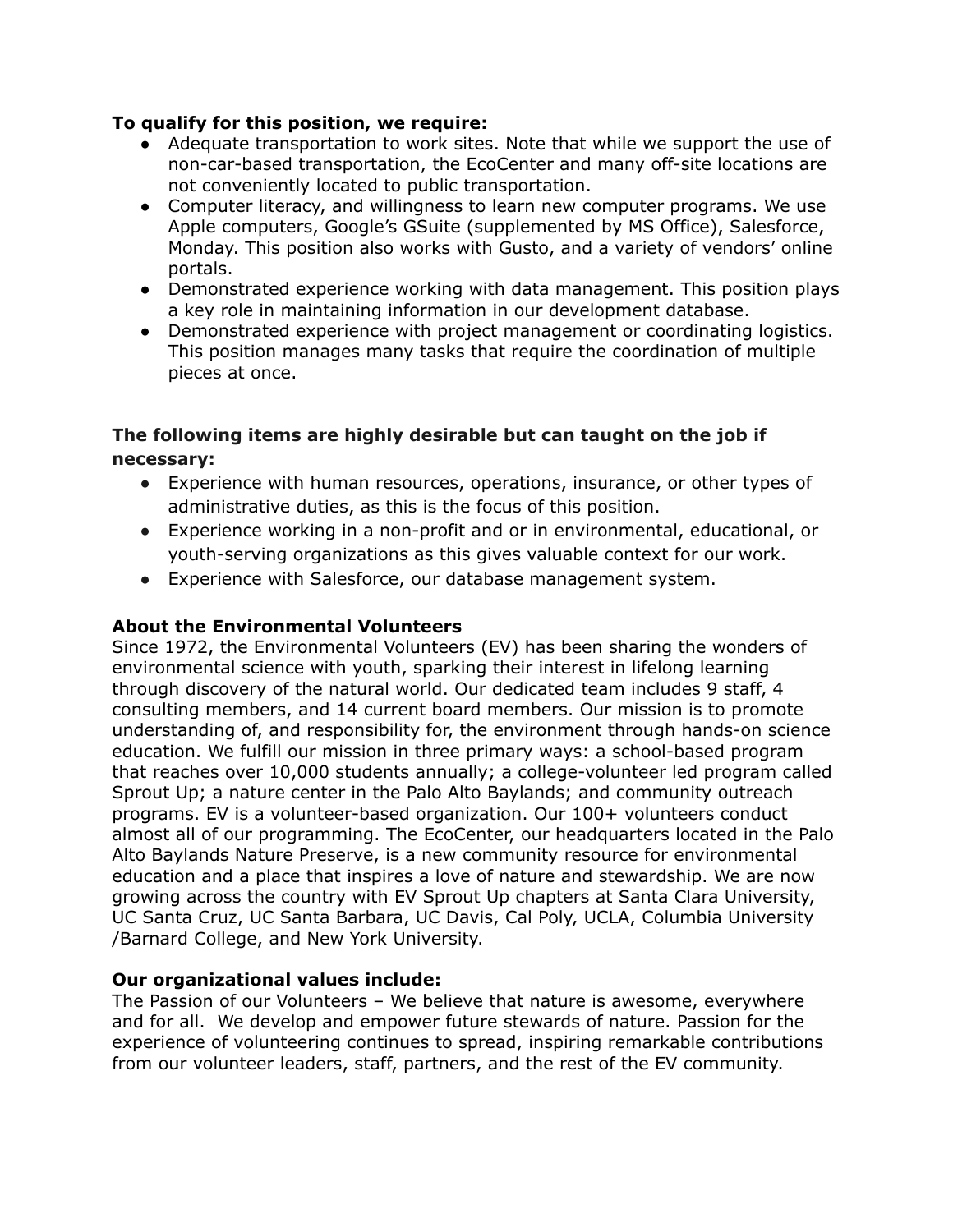**To qualify for this position, we require:**

- Adequate transportation to work sites. Note that while we support the use of non-car-based transportation, the EcoCenter and many off-site locations are not conveniently located to public transportation.
- Computer literacy, and willingness to learn new computer programs. We use Apple computers, Google's GSuite (supplemented by MS Office), Salesforce, Monday. This position also works with Gusto, and a variety of vendors' online portals.
- Demonstrated experience working with data management. This position plays a key role in maintaining information in our development database.
- Demonstrated experience with project management or coordinating logistics. This position manages many tasks that require the coordination of multiple pieces at once.

**The following items are highly desirable but can taught on the job if necessary:**

- Experience with human resources, operations, insurance, or other types of administrative duties, as this is the focus of this position.
- Experience working in a non-profit and or in environmental, educational, or youth-serving organizations as this gives valuable context for our work.
- Experience with Salesforce, our database management system.

**About the Environmental Volunteers**

Since 1972, the Environmental Volunteers (EV) has been sharing the wonders of environmental science with youth, sparking their interest in lifelong learning through discovery of the natural world. Our dedicated team includes 9 staff, 4 consulting members, and 14 current board members. Our mission is to promote understanding of, and responsibility for, the environment through hands-on science education. We fulfill our mission in three primary ways: a school-based program that reaches over 10,000 students annually; a college-volunteer led program called Sprout Up; a nature center in the Palo Alto Baylands; and community outreach programs. EV is a volunteer-based organization. Our 100+ volunteers conduct almost all of our programming. The EcoCenter, our headquarters located in the Palo Alto Baylands Nature Preserve, is a new community resource for environmental education and a place that inspires a love of nature and stewardship. We are now growing across the country with EV Sprout Up chapters at Santa Clara University, UC Santa Cruz, UC Santa Barbara, UC Davis, Cal Poly, UCLA, Columbia University /Barnard College, and New York University.

**Our organizational values include:**

The Passion of our Volunteers – We believe that nature is awesome, everywhere and for all. We develop and empower future stewards of nature. Passion for the experience of volunteering continues to spread, inspiring remarkable contributions from our volunteer leaders, staff, partners, and the rest of the EV community.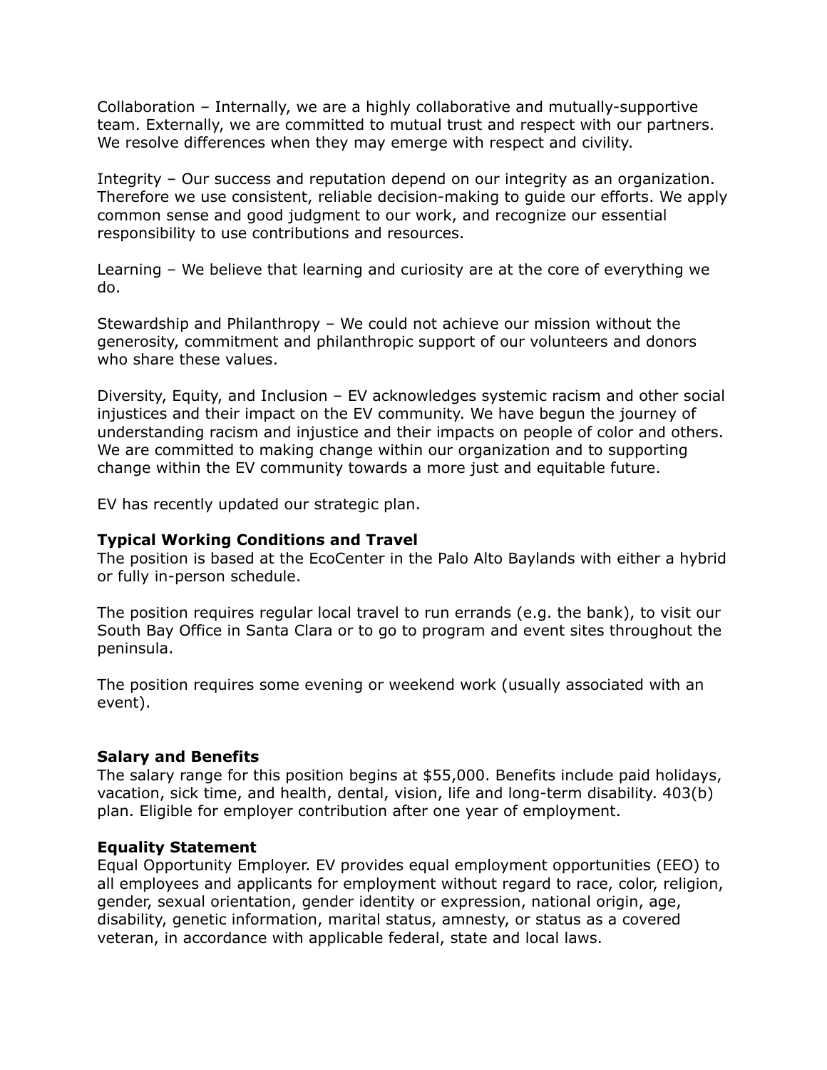Collaboration – Internally, we are a highly collaborative and mutually-supportive team. Externally, we are committed to mutual trust and respect with our partners. We resolve differences when they may emerge with respect and civility.

Integrity – Our success and reputation depend on our integrity as an organization. Therefore we use consistent, reliable decision-making to guide our efforts. We apply common sense and good judgment to our work, and recognize our essential responsibility to use contributions and resources.

Learning – We believe that learning and curiosity are at the core of everything we do.

Stewardship and Philanthropy – We could not achieve our mission without the generosity, commitment and philanthropic support of our volunteers and donors who share these values.

Diversity, Equity, and Inclusion – EV acknowledges systemic racism and other social injustices and their impact on the EV community. We have begun the journey of understanding racism and injustice and their impacts on people of color and others. We are committed to making change within our organization and to supporting change within the EV community towards a more just and equitable future.

EV has recently updated our strategic plan.

**Typical Working Conditions and Travel**

The position is based at the EcoCenter in the Palo Alto Baylands with either a hybrid or fully in-person schedule.

The position requires regular local travel to run errands (e.g. the bank), to visit our South Bay Office in Santa Clara or to go to program and event sites throughout the peninsula.

The position requires some evening or weekend work (usually associated with an event).

**Salary and Benefits**

The salary range for this position begins at $55,000. Benefits include paid holidays, vacation, sick time, and health, dental, vision, life and long-term disability. 403(b) plan. Eligible for employer contribution after one year of employment.

**Equality Statement**

Equal Opportunity Employer. EV provides equal employment opportunities (EEO) to all employees and applicants for employment without regard to race, color, religion, gender, sexual orientation, gender identity or expression, national origin, age, disability, genetic information, marital status, amnesty, or status as a covered veteran, in accordance with applicable federal, state and local laws.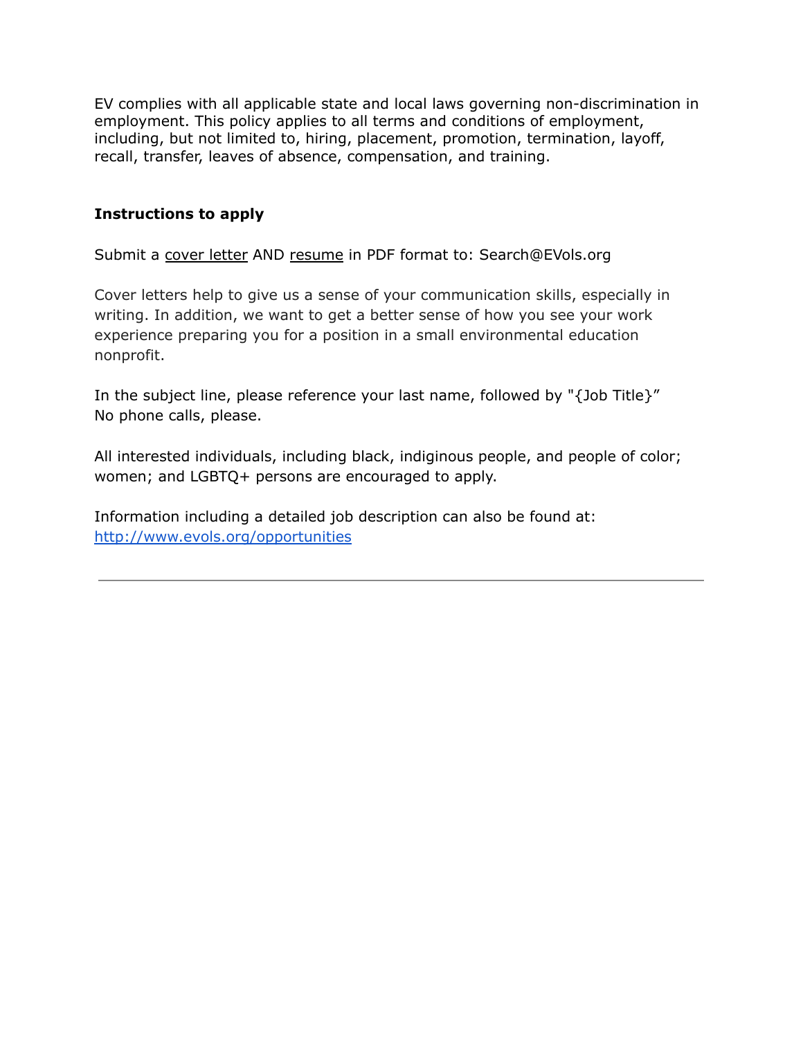EV complies with all applicable state and local laws governing non-discrimination in employment. This policy applies to all terms and conditions of employment, including, but not limited to, hiring, placement, promotion, termination, layoff, recall, transfer, leaves of absence, compensation, and training.

**Instructions to apply**

Submit a cover letter AND resume in PDF format to: Search@EVols.org

Cover letters help to give us a sense of your communication skills, especially in writing. In addition, we want to get a better sense of how you see your work experience preparing you for a position in a small environmental education nonprofit.

In the subject line, please reference your last name, followed by "{Job Title}"
No phone calls, please.

All interested individuals, including black, indiginous people, and people of color; women; and LGBTQ+ persons are encouraged to apply.

Information including a detailed job description can also be found at:
http://www.evols.org/opportunities

---